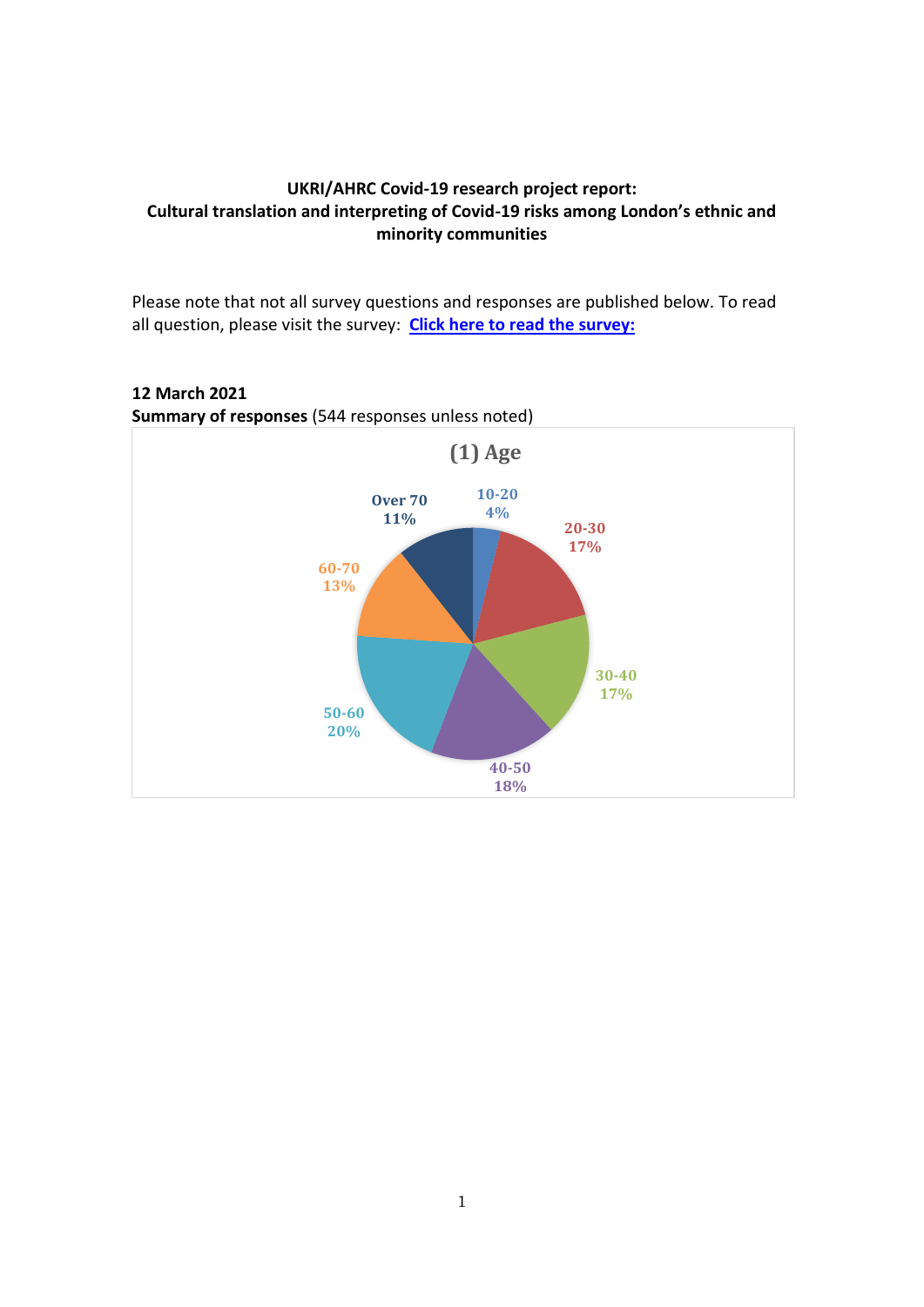**UKRI/AHRC Covid-19 research project report:**
**Cultural translation and interpreting of Covid-19 risks among London's ethnic and minority communities**

Please note that not all survey questions and responses are published below. To read all question, please visit the survey: [**Click here to read the survey:**]()

**12 March 2021**
**Summary of responses** (544 responses unless noted)

**(1) Age**

| Age | Percentage |
|---|---|
| 10-20 | 4% |
| 20-30 | 17% |
| 30-40 | 17% |
| 40-50 | 18% |
| 50-60 | 20% |
| 60-70 | 13% |
| Over 70 | 11% |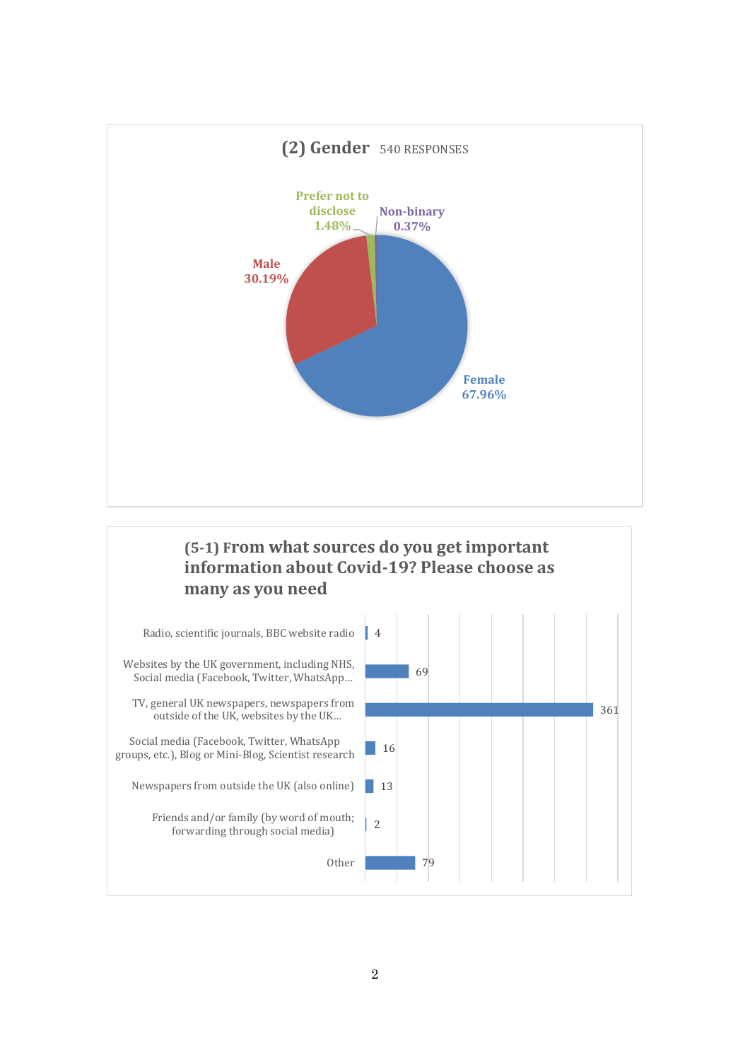## (2) Gender 540 RESPONSES

| Gender | Percentage |
|---|---|
| Female | 67.96% |
| Male | 30.19% |
| Prefer not to disclose | 1.48% |
| Non-binary | 0.37% |

## (5-1) From what sources do you get important information about Covid-19? Please choose as many as you need

| Source | Responses |
|---|---|
| Radio, scientific journals, BBC website radio | 4 |
| Websites by the UK government, including NHS, Social media (Facebook, Twitter, WhatsApp... | 69 |
| TV, general UK newspapers, newspapers from outside of the UK, websites by the UK... | 361 |
| Social media (Facebook, Twitter, WhatsApp groups, etc.), Blog or Mini-Blog, Scientist research | 16 |
| Newspapers from outside the UK (also online) | 13 |
| Friends and/or family (by word of mouth; forwarding through social media) | 2 |
| Other | 79 |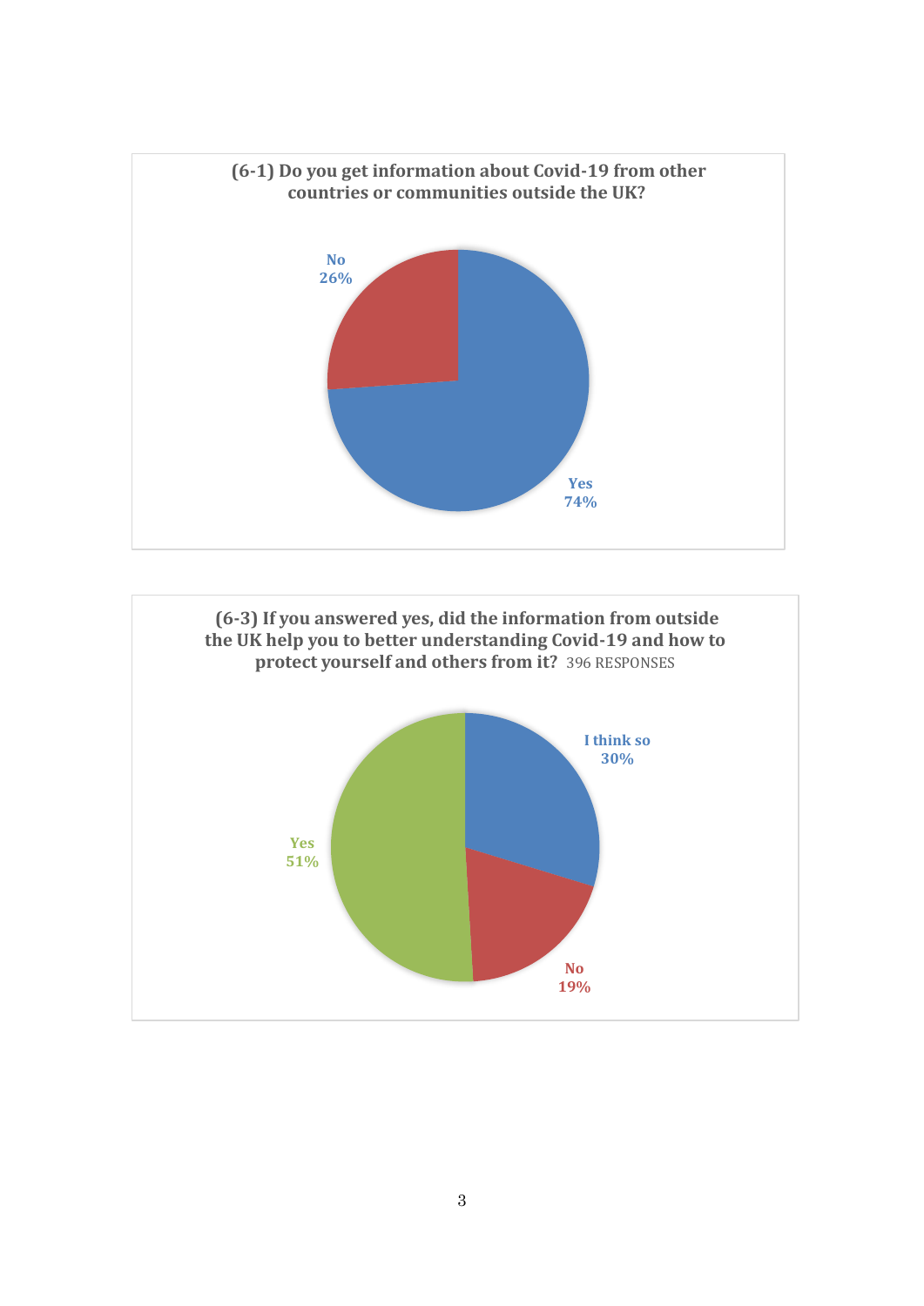**(6-1) Do you get information about Covid-19 from other countries or communities outside the UK?**

No 26%

Yes 74%

**(6-3) If you answered yes, did the information from outside the UK help you to better understanding Covid-19 and how to protect yourself and others from it?** 396 RESPONSES

I think so 30%

Yes 51%

No 19%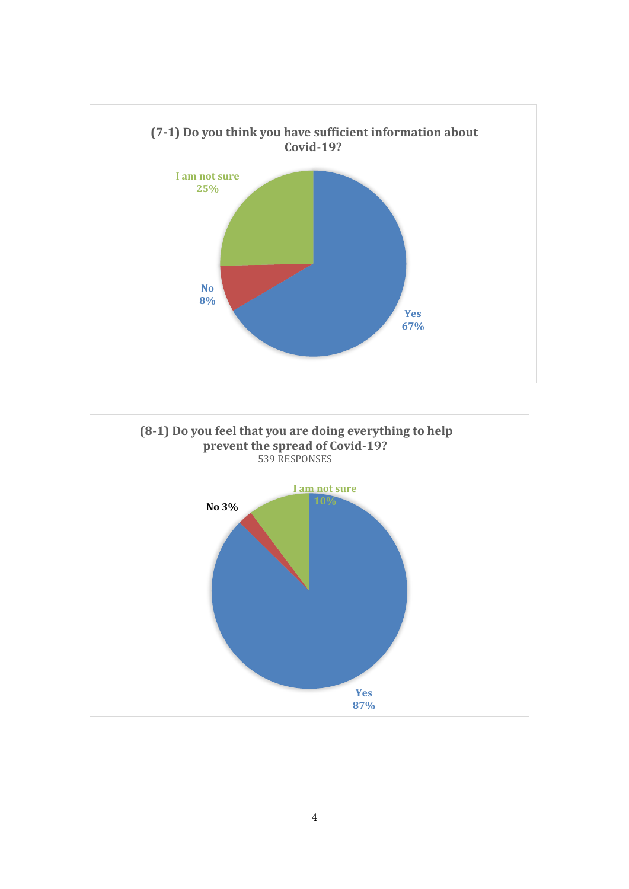**(7-1) Do you think you have sufficient information about Covid-19?**

| Response | Percentage |
|---|---|
| Yes | 67% |
| No | 8% |
| I am not sure | 25% |

**(8-1) Do you feel that you are doing everything to help prevent the spread of Covid-19?**
539 RESPONSES

| Response | Percentage |
|---|---|
| Yes | 87% |
| No | 3% |
| I am not sure | 10% |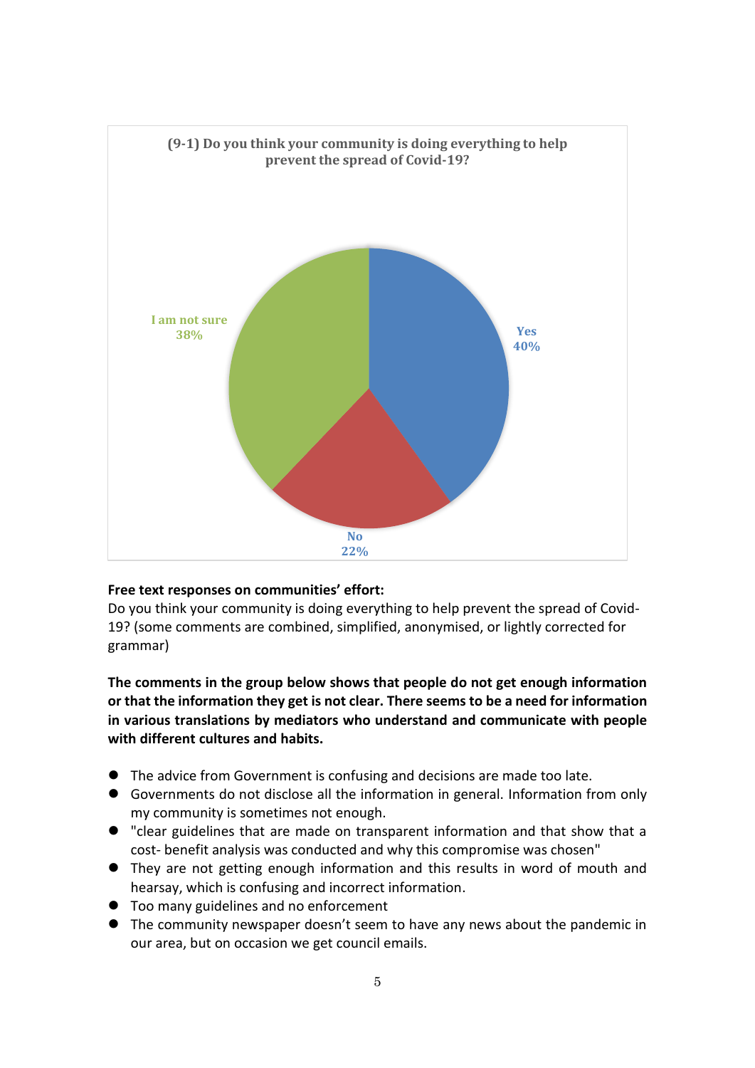**(9-1) Do you think your community is doing everything to help prevent the spread of Covid-19?**

| Response | Percentage |
|---|---|
| Yes | 40% |
| No | 22% |
| I am not sure | 38% |

**Free text responses on communities' effort:**

Do you think your community is doing everything to help prevent the spread of Covid-19? (some comments are combined, simplified, anonymised, or lightly corrected for grammar)

**The comments in the group below shows that people do not get enough information or that the information they get is not clear. There seems to be a need for information in various translations by mediators who understand and communicate with people with different cultures and habits.**

- The advice from Government is confusing and decisions are made too late.
- Governments do not disclose all the information in general. Information from only my community is sometimes not enough.
- "clear guidelines that are made on transparent information and that show that a cost- benefit analysis was conducted and why this compromise was chosen"
- They are not getting enough information and this results in word of mouth and hearsay, which is confusing and incorrect information.
- Too many guidelines and no enforcement
- The community newspaper doesn't seem to have any news about the pandemic in our area, but on occasion we get council emails.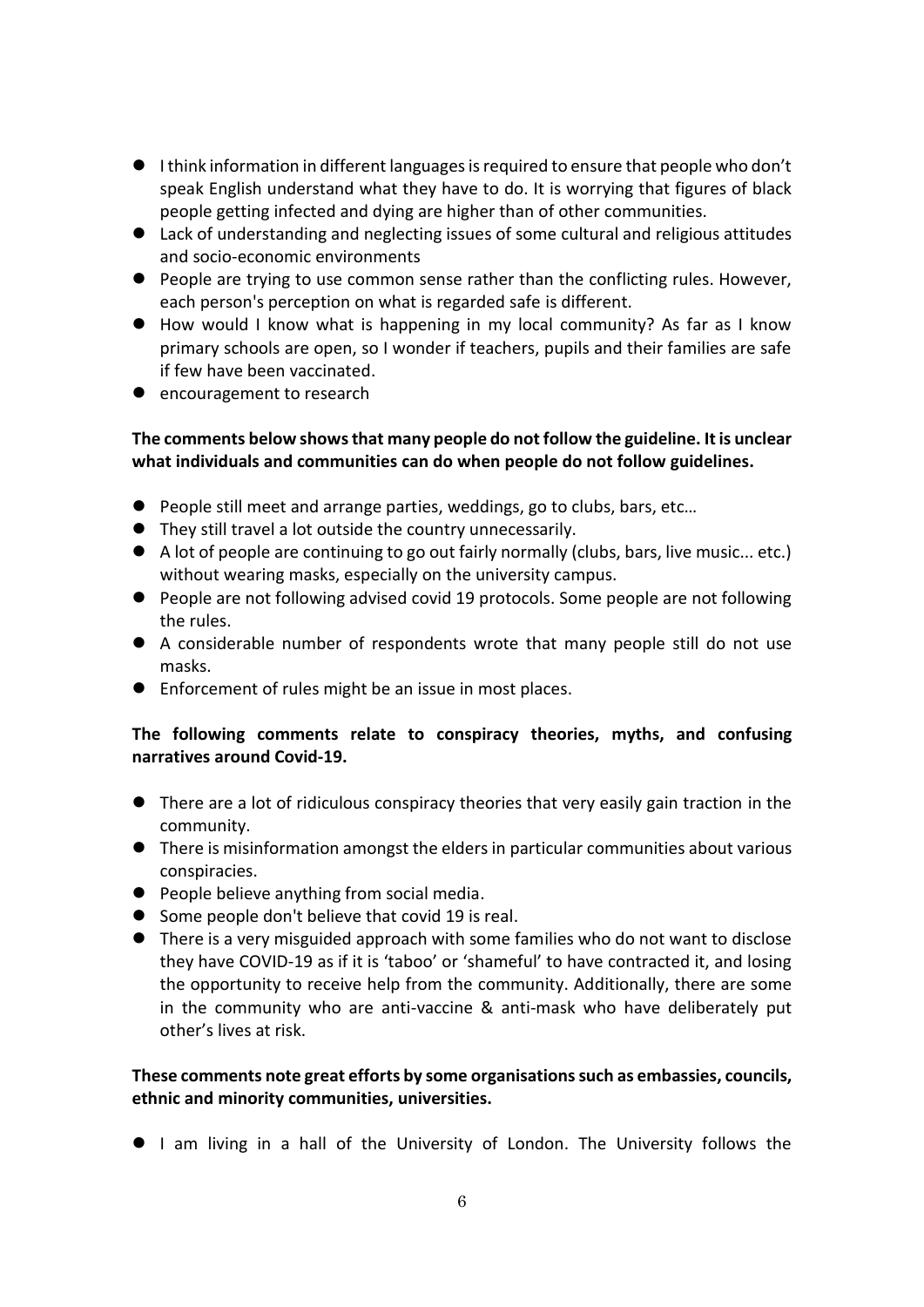- I think information in different languages is required to ensure that people who don't speak English understand what they have to do. It is worrying that figures of black people getting infected and dying are higher than of other communities.
- Lack of understanding and neglecting issues of some cultural and religious attitudes and socio-economic environments
- People are trying to use common sense rather than the conflicting rules. However, each person's perception on what is regarded safe is different.
- How would I know what is happening in my local community? As far as I know primary schools are open, so I wonder if teachers, pupils and their families are safe if few have been vaccinated.
- encouragement to research

**The comments below shows that many people do not follow the guideline. It is unclear what individuals and communities can do when people do not follow guidelines.**

- People still meet and arrange parties, weddings, go to clubs, bars, etc…
- They still travel a lot outside the country unnecessarily.
- A lot of people are continuing to go out fairly normally (clubs, bars, live music... etc.) without wearing masks, especially on the university campus.
- People are not following advised covid 19 protocols. Some people are not following the rules.
- A considerable number of respondents wrote that many people still do not use masks.
- Enforcement of rules might be an issue in most places.

**The following comments relate to conspiracy theories, myths, and confusing narratives around Covid-19.**

- There are a lot of ridiculous conspiracy theories that very easily gain traction in the community.
- There is misinformation amongst the elders in particular communities about various conspiracies.
- People believe anything from social media.
- Some people don't believe that covid 19 is real.
- There is a very misguided approach with some families who do not want to disclose they have COVID-19 as if it is 'taboo' or 'shameful' to have contracted it, and losing the opportunity to receive help from the community. Additionally, there are some in the community who are anti-vaccine & anti-mask who have deliberately put other's lives at risk.

**These comments note great efforts by some organisations such as embassies, councils, ethnic and minority communities, universities.**

- I am living in a hall of the University of London. The University follows the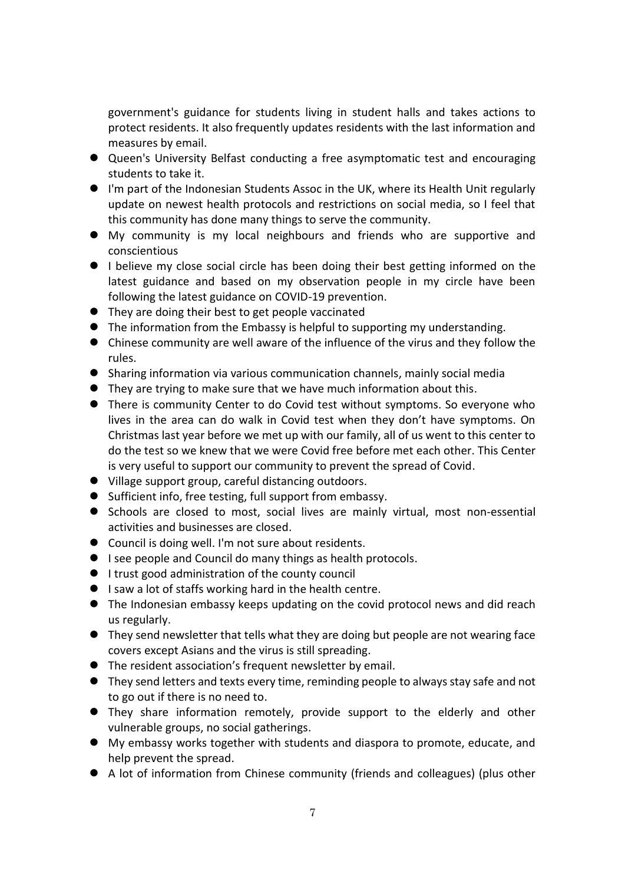government's guidance for students living in student halls and takes actions to protect residents. It also frequently updates residents with the last information and measures by email.

- Queen's University Belfast conducting a free asymptomatic test and encouraging students to take it.
- I'm part of the Indonesian Students Assoc in the UK, where its Health Unit regularly update on newest health protocols and restrictions on social media, so I feel that this community has done many things to serve the community.
- My community is my local neighbours and friends who are supportive and conscientious
- I believe my close social circle has been doing their best getting informed on the latest guidance and based on my observation people in my circle have been following the latest guidance on COVID-19 prevention.
- They are doing their best to get people vaccinated
- The information from the Embassy is helpful to supporting my understanding.
- Chinese community are well aware of the influence of the virus and they follow the rules.
- Sharing information via various communication channels, mainly social media
- They are trying to make sure that we have much information about this.
- There is community Center to do Covid test without symptoms. So everyone who lives in the area can do walk in Covid test when they don't have symptoms. On Christmas last year before we met up with our family, all of us went to this center to do the test so we knew that we were Covid free before met each other. This Center is very useful to support our community to prevent the spread of Covid.
- Village support group, careful distancing outdoors.
- Sufficient info, free testing, full support from embassy.
- Schools are closed to most, social lives are mainly virtual, most non-essential activities and businesses are closed.
- Council is doing well. I'm not sure about residents.
- I see people and Council do many things as health protocols.
- I trust good administration of the county council
- I saw a lot of staffs working hard in the health centre.
- The Indonesian embassy keeps updating on the covid protocol news and did reach us regularly.
- They send newsletter that tells what they are doing but people are not wearing face covers except Asians and the virus is still spreading.
- The resident association's frequent newsletter by email.
- They send letters and texts every time, reminding people to always stay safe and not to go out if there is no need to.
- They share information remotely, provide support to the elderly and other vulnerable groups, no social gatherings.
- My embassy works together with students and diaspora to promote, educate, and help prevent the spread.
- A lot of information from Chinese community (friends and colleagues) (plus other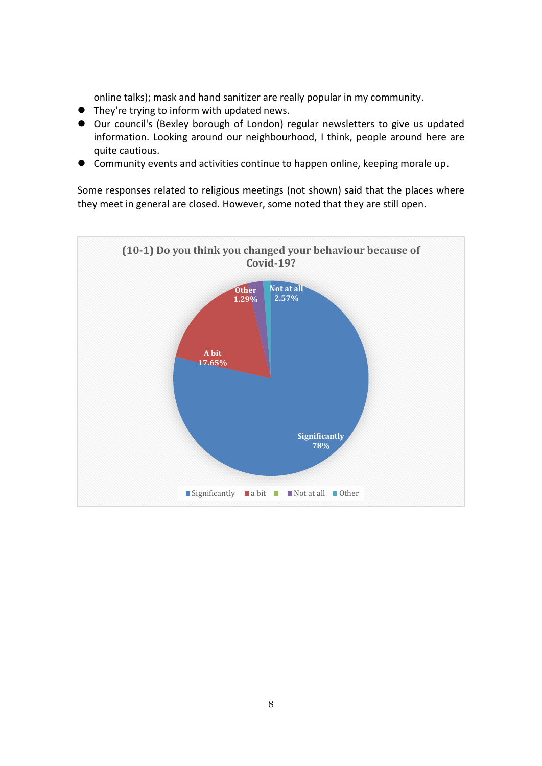online talks); mask and hand sanitizer are really popular in my community.

- They're trying to inform with updated news.
- Our council's (Bexley borough of London) regular newsletters to give us updated information. Looking around our neighbourhood, I think, people around here are quite cautious.
- Community events and activities continue to happen online, keeping morale up.

Some responses related to religious meetings (not shown) said that the places where they meet in general are closed. However, some noted that they are still open.

**(10-1) Do you think you changed your behaviour because of Covid-19?**

| Response | Percentage |
|---|---|
| Significantly | 78% |
| A bit | 17.65% |
| Other | 1.29% |
| Not at all | 2.57% |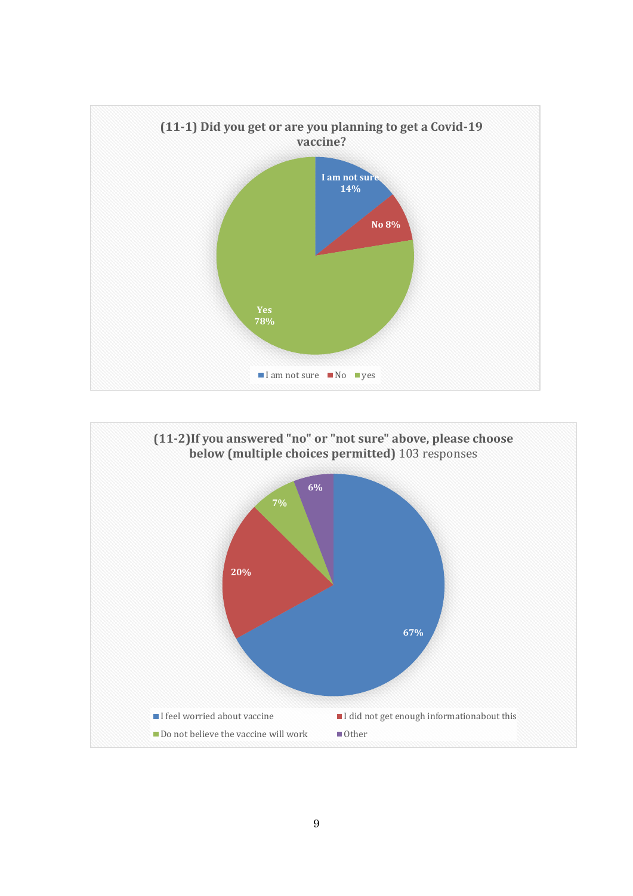**(11-1) Did you get or are you planning to get a Covid-19 vaccine?**

| Response | Percentage |
|---|---|
| I am not sure | 14% |
| No | 8% |
| yes | 78% |

**(11-2)If you answered "no" or "not sure" above, please choose below (multiple choices permitted)** 103 responses

| Response | Percentage |
|---|---|
| I feel worried about vaccine | 67% |
| I did not get enough informationabout this | 20% |
| Do not believe the vaccine will work | 7% |
| Other | 6% |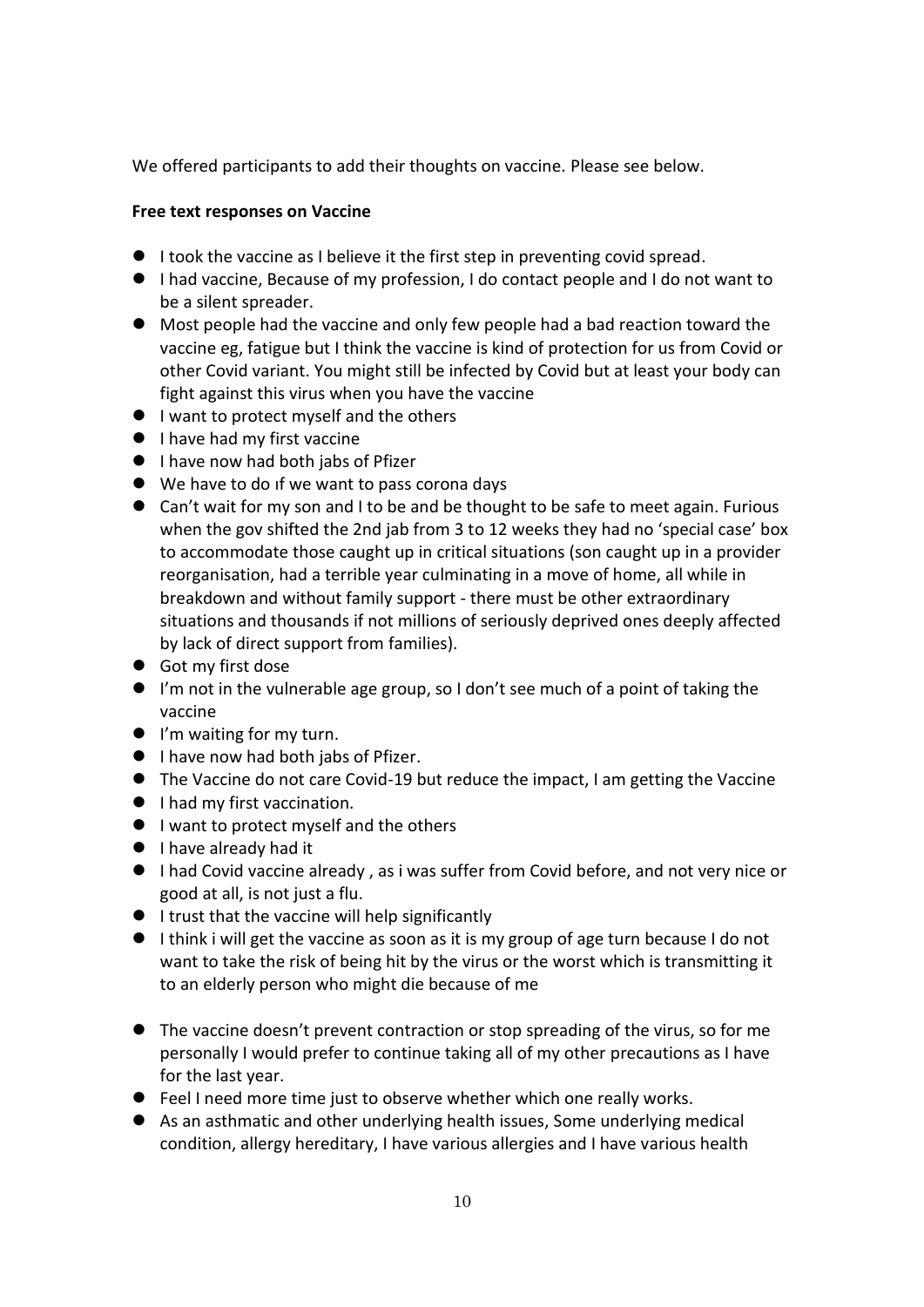We offered participants to add their thoughts on vaccine. Please see below.

**Free text responses on Vaccine**

- I took the vaccine as I believe it the first step in preventing covid spread.
- I had vaccine, Because of my profession, I do contact people and I do not want to be a silent spreader.
- Most people had the vaccine and only few people had a bad reaction toward the vaccine eg, fatigue but I think the vaccine is kind of protection for us from Covid or other Covid variant. You might still be infected by Covid but at least your body can fight against this virus when you have the vaccine
- I want to protect myself and the others
- I have had my first vaccine
- I have now had both jabs of Pfizer
- We have to do ıf we want to pass corona days
- Can't wait for my son and I to be and be thought to be safe to meet again. Furious when the gov shifted the 2nd jab from 3 to 12 weeks they had no 'special case' box to accommodate those caught up in critical situations (son caught up in a provider reorganisation, had a terrible year culminating in a move of home, all while in breakdown and without family support - there must be other extraordinary situations and thousands if not millions of seriously deprived ones deeply affected by lack of direct support from families).
- Got my first dose
- I'm not in the vulnerable age group, so I don't see much of a point of taking the vaccine
- I'm waiting for my turn.
- I have now had both jabs of Pfizer.
- The Vaccine do not care Covid-19 but reduce the impact, I am getting the Vaccine
- I had my first vaccination.
- I want to protect myself and the others
- I have already had it
- I had Covid vaccine already , as i was suffer from Covid before, and not very nice or good at all, is not just a flu.
- I trust that the vaccine will help significantly
- I think i will get the vaccine as soon as it is my group of age turn because I do not want to take the risk of being hit by the virus or the worst which is transmitting it to an elderly person who might die because of me
- The vaccine doesn't prevent contraction or stop spreading of the virus, so for me personally I would prefer to continue taking all of my other precautions as I have for the last year.
- Feel I need more time just to observe whether which one really works.
- As an asthmatic and other underlying health issues, Some underlying medical condition, allergy hereditary, I have various allergies and I have various health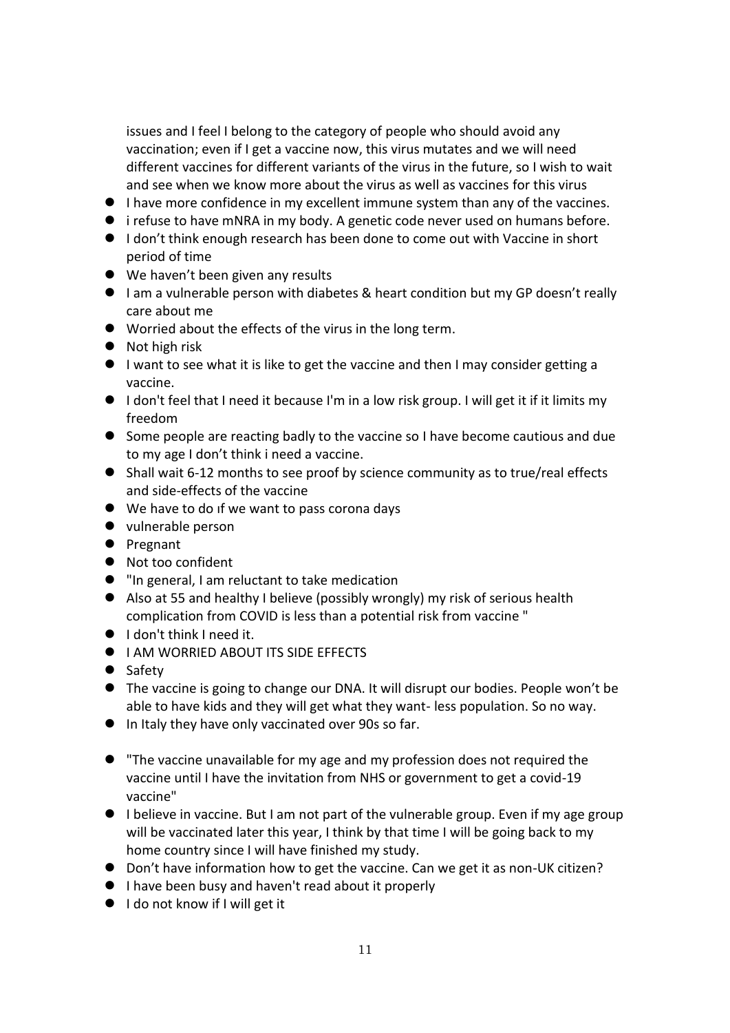issues and I feel I belong to the category of people who should avoid any vaccination; even if I get a vaccine now, this virus mutates and we will need different vaccines for different variants of the virus in the future, so I wish to wait and see when we know more about the virus as well as vaccines for this virus

- I have more confidence in my excellent immune system than any of the vaccines.
- i refuse to have mNRA in my body. A genetic code never used on humans before.
- I don't think enough research has been done to come out with Vaccine in short period of time
- We haven't been given any results
- I am a vulnerable person with diabetes & heart condition but my GP doesn't really care about me
- Worried about the effects of the virus in the long term.
- Not high risk
- I want to see what it is like to get the vaccine and then I may consider getting a vaccine.
- I don't feel that I need it because I'm in a low risk group. I will get it if it limits my freedom
- Some people are reacting badly to the vaccine so I have become cautious and due to my age I don't think i need a vaccine.
- Shall wait 6-12 months to see proof by science community as to true/real effects and side-effects of the vaccine
- We have to do ıf we want to pass corona days
- vulnerable person
- Pregnant
- Not too confident
- "In general, I am reluctant to take medication
- Also at 55 and healthy I believe (possibly wrongly) my risk of serious health complication from COVID is less than a potential risk from vaccine "
- I don't think I need it.
- I AM WORRIED ABOUT ITS SIDE EFFECTS
- Safety
- The vaccine is going to change our DNA. It will disrupt our bodies. People won't be able to have kids and they will get what they want- less population. So no way.
- In Italy they have only vaccinated over 90s so far.
- "The vaccine unavailable for my age and my profession does not required the vaccine until I have the invitation from NHS or government to get a covid-19 vaccine"
- I believe in vaccine. But I am not part of the vulnerable group. Even if my age group will be vaccinated later this year, I think by that time I will be going back to my home country since I will have finished my study.
- Don't have information how to get the vaccine. Can we get it as non-UK citizen?
- I have been busy and haven't read about it properly
- I do not know if I will get it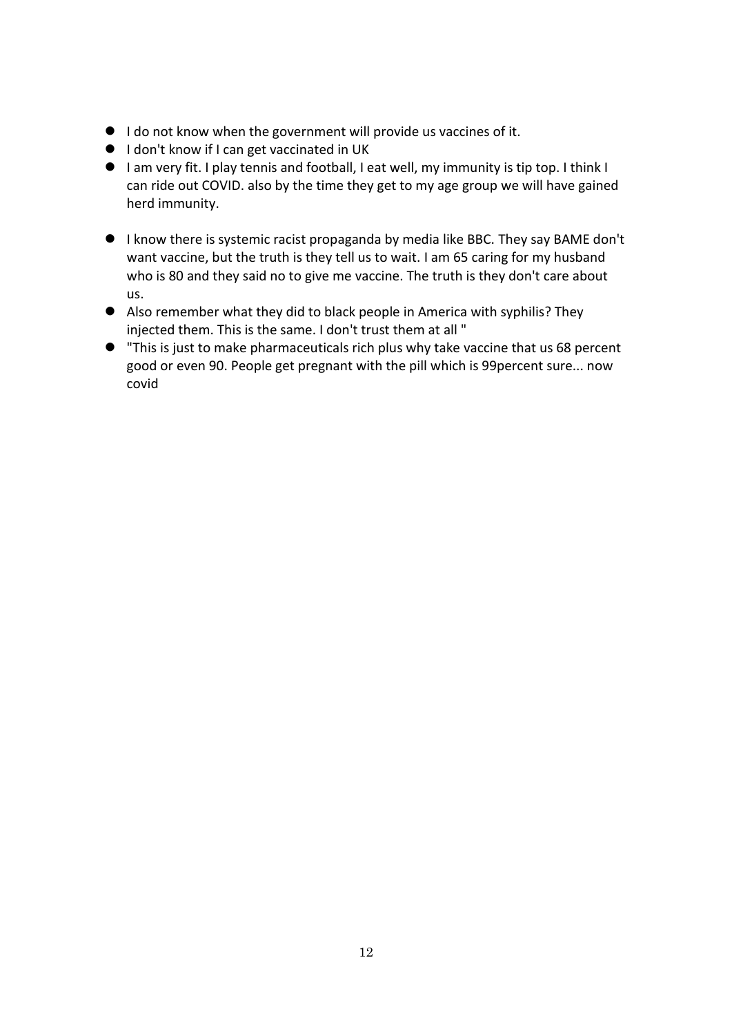- I do not know when the government will provide us vaccines of it.
- I don't know if I can get vaccinated in UK
- I am very fit. I play tennis and football, I eat well, my immunity is tip top. I think I can ride out COVID. also by the time they get to my age group we will have gained herd immunity.

- I know there is systemic racist propaganda by media like BBC. They say BAME don't want vaccine, but the truth is they tell us to wait. I am 65 caring for my husband who is 80 and they said no to give me vaccine. The truth is they don't care about us.
- Also remember what they did to black people in America with syphilis? They injected them. This is the same. I don't trust them at all "
- "This is just to make pharmaceuticals rich plus why take vaccine that us 68 percent good or even 90. People get pregnant with the pill which is 99percent sure... now covid